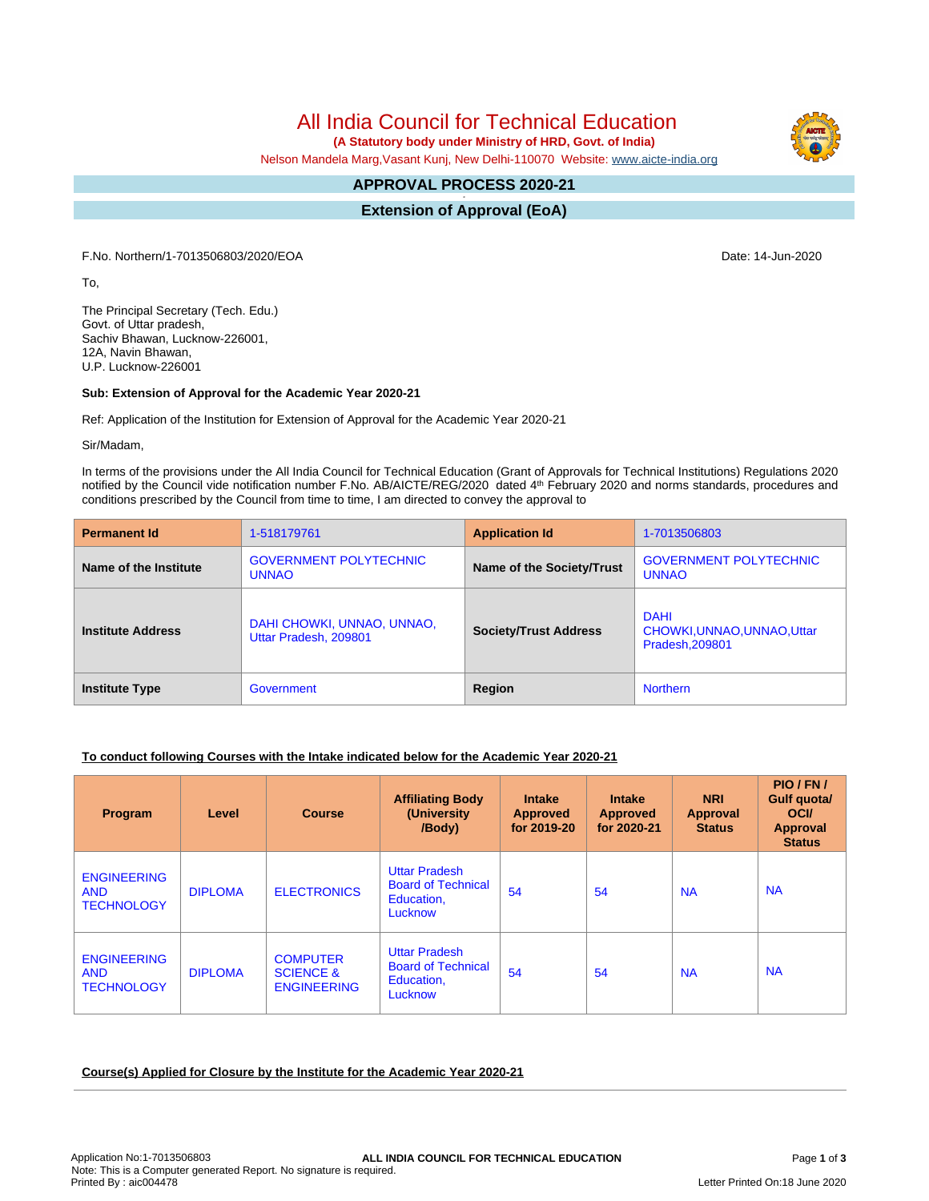# All India Council for Technical Education

**(A Statutory body under Ministry of HRD, Govt. of India)**

Nelson Mandela Marg,Vasant Kunj, New Delhi-110070 Website: www.aicte-india.org

## APPROVAL PROCESS 2020-21

## Extension of Approval (EoA)

F.No. Northern/1-7013506803/2020/EOA

Date: 14-Jun-2020

To,

The Principal Secretary (Tech. Edu.)
Govt. of Uttar pradesh,
Sachiv Bhawan, Lucknow-226001,
12A, Navin Bhawan,
U.P. Lucknow-226001

**Sub: Extension of Approval for the Academic Year 2020-21**

Ref: Application of the Institution for Extension of Approval for the Academic Year 2020-21

Sir/Madam,

In terms of the provisions under the All India Council for Technical Education (Grant of Approvals for Technical Institutions) Regulations 2020 notified by the Council vide notification number F.No. AB/AICTE/REG/2020 dated 4th February 2020 and norms standards, procedures and conditions prescribed by the Council from time to time, I am directed to convey the approval to

| **Permanent Id** | 1-518179761 | **Application Id** | 1-7013506803 |
|---|---|---|---|
| **Name of the Institute** | GOVERNMENT POLYTECHNIC UNNAO | **Name of the Society/Trust** | GOVERNMENT POLYTECHNIC UNNAO |
| **Institute Address** | DAHI CHOWKI, UNNAO, UNNAO, Uttar Pradesh, 209801 | **Society/Trust Address** | DAHI CHOWKI,UNNAO,UNNAO,Uttar Pradesh,209801 |
| **Institute Type** | Government | **Region** | Northern |

**To conduct following Courses with the Intake indicated below for the Academic Year 2020-21**

| Program | Level | Course | Affiliating Body (University /Body) | Intake Approved for 2019-20 | Intake Approved for 2020-21 | NRI Approval Status | PIO / FN / Gulf quota/ OCI/ Approval Status |
|---|---|---|---|---|---|---|---|
| ENGINEERING AND TECHNOLOGY | DIPLOMA | ELECTRONICS | Uttar Pradesh Board of Technical Education, Lucknow | 54 | 54 | NA | NA |
| ENGINEERING AND TECHNOLOGY | DIPLOMA | COMPUTER SCIENCE & ENGINEERING | Uttar Pradesh Board of Technical Education, Lucknow | 54 | 54 | NA | NA |

**Course(s) Applied for Closure by the Institute for the Academic Year 2020-21**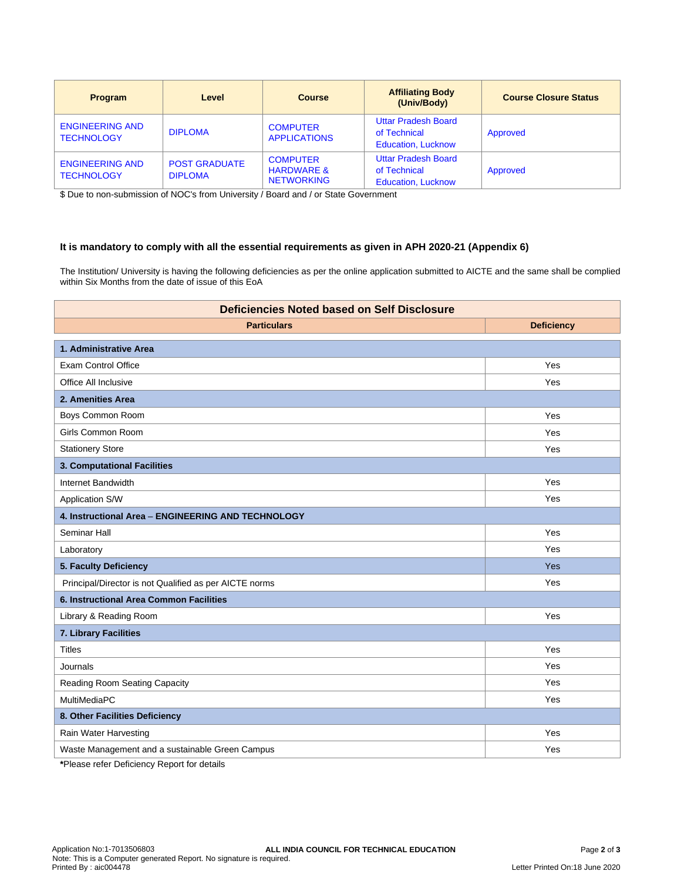| Program | Level | Course | Affiliating Body (Univ/Body) | Course Closure Status |
|---|---|---|---|---|
| ENGINEERING AND TECHNOLOGY | DIPLOMA | COMPUTER APPLICATIONS | Uttar Pradesh Board of Technical Education, Lucknow | Approved |
| ENGINEERING AND TECHNOLOGY | POST GRADUATE DIPLOMA | COMPUTER HARDWARE & NETWORKING | Uttar Pradesh Board of Technical Education, Lucknow | Approved |

$ Due to non-submission of NOC's from University / Board and / or State Government

**It is mandatory to comply with all the essential requirements as given in APH 2020-21 (Appendix 6)**

The Institution/ University is having the following deficiencies as per the online application submitted to AICTE and the same shall be complied within Six Months from the date of issue of this EoA

| **Deficiencies Noted based on Self Disclosure** | |
|---|---|
| **Particulars** | **Deficiency** |
| **1. Administrative Area** | |
| Exam Control Office | Yes |
| Office All Inclusive | Yes |
| **2. Amenities Area** | |
| Boys Common Room | Yes |
| Girls Common Room | Yes |
| Stationery Store | Yes |
| **3. Computational Facilities** | |
| Internet Bandwidth | Yes |
| Application S/W | Yes |
| **4. Instructional Area – ENGINEERING AND TECHNOLOGY** | |
| Seminar Hall | Yes |
| Laboratory | Yes |
| **5. Faculty Deficiency** | Yes |
| Principal/Director is not Qualified as per AICTE norms | Yes |
| **6. Instructional Area Common Facilities** | |
| Library & Reading Room | Yes |
| **7. Library Facilities** | |
| Titles | Yes |
| Journals | Yes |
| Reading Room Seating Capacity | Yes |
| MultiMediaPC | Yes |
| **8. Other Facilities Deficiency** | |
| Rain Water Harvesting | Yes |
| Waste Management and a sustainable Green Campus | Yes |

**\***Please refer Deficiency Report for details

Application No:1-7013506803
Note: This is a Computer generated Report. No signature is required.
Printed By : aic004478

**ALL INDIA COUNCIL FOR TECHNICAL EDUCATION**

Letter Printed On:18 June 2020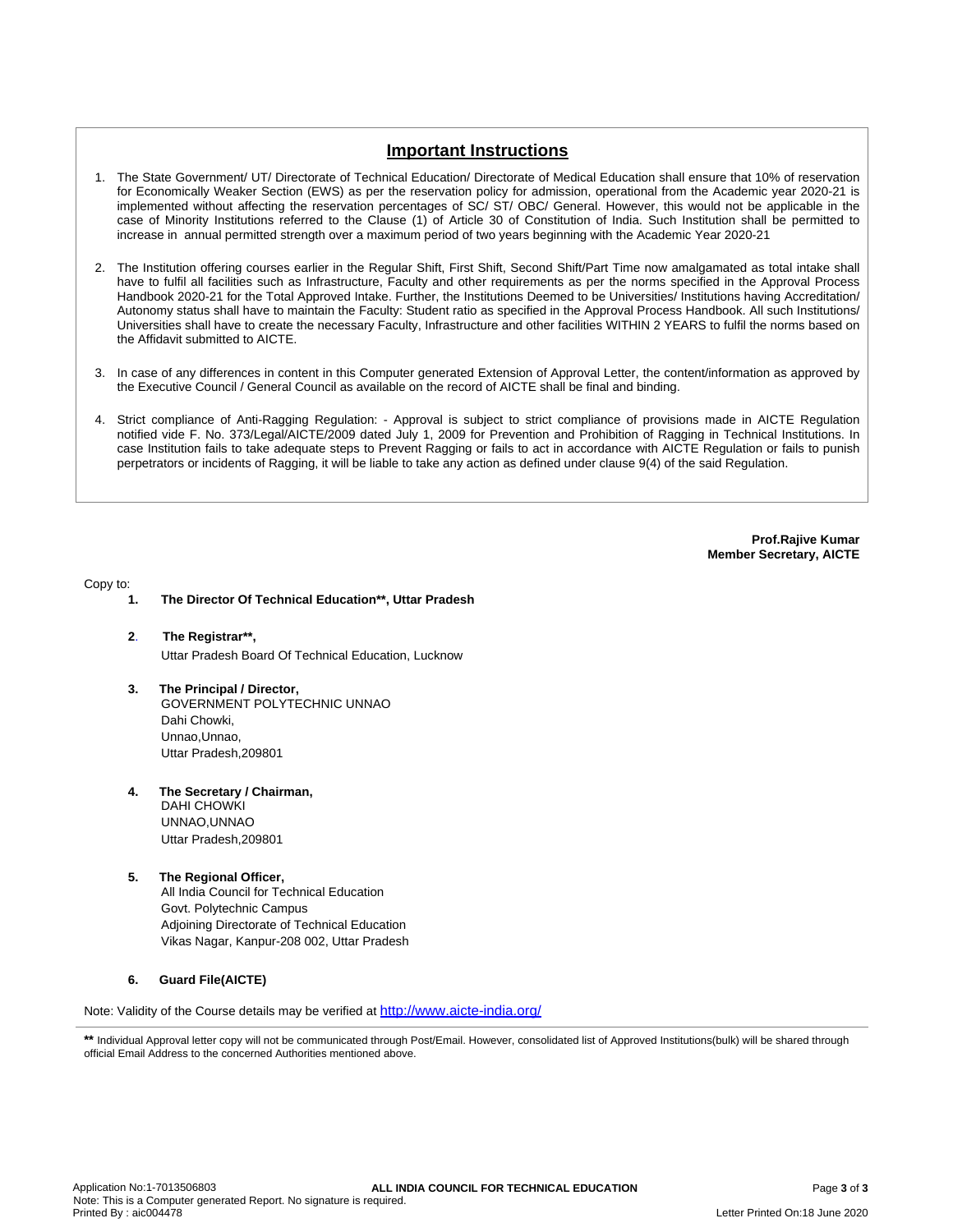## Important Instructions

1. The State Government/ UT/ Directorate of Technical Education/ Directorate of Medical Education shall ensure that 10% of reservation for Economically Weaker Section (EWS) as per the reservation policy for admission, operational from the Academic year 2020-21 is implemented without affecting the reservation percentages of SC/ ST/ OBC/ General. However, this would not be applicable in the case of Minority Institutions referred to the Clause (1) of Article 30 of Constitution of India. Such Institution shall be permitted to increase in annual permitted strength over a maximum period of two years beginning with the Academic Year 2020-21

2. The Institution offering courses earlier in the Regular Shift, First Shift, Second Shift/Part Time now amalgamated as total intake shall have to fulfil all facilities such as Infrastructure, Faculty and other requirements as per the norms specified in the Approval Process Handbook 2020-21 for the Total Approved Intake. Further, the Institutions Deemed to be Universities/ Institutions having Accreditation/ Autonomy status shall have to maintain the Faculty: Student ratio as specified in the Approval Process Handbook. All such Institutions/ Universities shall have to create the necessary Faculty, Infrastructure and other facilities WITHIN 2 YEARS to fulfil the norms based on the Affidavit submitted to AICTE.

3. In case of any differences in content in this Computer generated Extension of Approval Letter, the content/information as approved by the Executive Council / General Council as available on the record of AICTE shall be final and binding.

4. Strict compliance of Anti-Ragging Regulation: - Approval is subject to strict compliance of provisions made in AICTE Regulation notified vide F. No. 373/Legal/AICTE/2009 dated July 1, 2009 for Prevention and Prohibition of Ragging in Technical Institutions. In case Institution fails to take adequate steps to Prevent Ragging or fails to act in accordance with AICTE Regulation or fails to punish perpetrators or incidents of Ragging, it will be liable to take any action as defined under clause 9(4) of the said Regulation.

**Prof.Rajive Kumar**
**Member Secretary, AICTE**

Copy to:

1. **The Director Of Technical Education\*\*, Uttar Pradesh**

2. **The Registrar\*\*,**
   Uttar Pradesh Board Of Technical Education, Lucknow

3. **The Principal / Director,**
   GOVERNMENT POLYTECHNIC UNNAO
   Dahi Chowki,
   Unnao,Unnao,
   Uttar Pradesh,209801

4. **The Secretary / Chairman,**
   DAHI CHOWKI
   UNNAO,UNNAO
   Uttar Pradesh,209801

5. **The Regional Officer,**
   All India Council for Technical Education
   Govt. Polytechnic Campus
   Adjoining Directorate of Technical Education
   Vikas Nagar, Kanpur-208 002, Uttar Pradesh

6. **Guard File(AICTE)**

Note: Validity of the Course details may be verified at http://www.aicte-india.org/

**\*\*** Individual Approval letter copy will not be communicated through Post/Email. However, consolidated list of Approved Institutions(bulk) will be shared through official Email Address to the concerned Authorities mentioned above.

Application No:1-7013506803
Note: This is a Computer generated Report. No signature is required.
Printed By : aic004478

Letter Printed On:18 June 2020